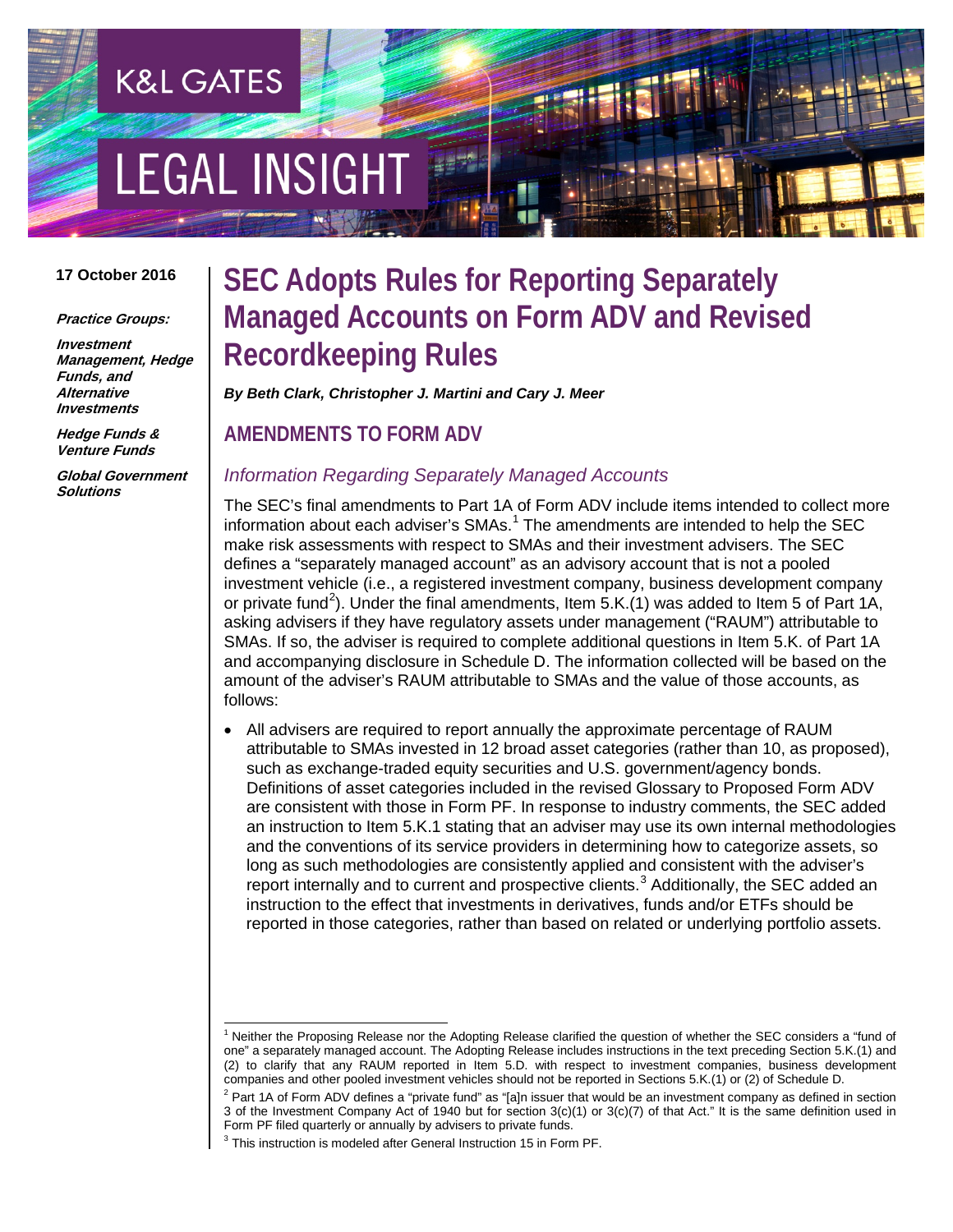K&L GATES

LEGAL INSIGHT

**17 October 2016**

***Practice Groups:***

***Investment Management, Hedge Funds, and Alternative Investments***

***Hedge Funds & Venture Funds***

***Global Government Solutions***

# SEC Adopts Rules for Reporting Separately Managed Accounts on Form ADV and Revised Recordkeeping Rules

***By Beth Clark, Christopher J. Martini and Cary J. Meer***

## AMENDMENTS TO FORM ADV

### *Information Regarding Separately Managed Accounts*

The SEC's final amendments to Part 1A of Form ADV include items intended to collect more information about each adviser's SMAs.[1] The amendments are intended to help the SEC make risk assessments with respect to SMAs and their investment advisers. The SEC defines a "separately managed account" as an advisory account that is not a pooled investment vehicle (i.e., a registered investment company, business development company or private fund[2]). Under the final amendments, Item 5.K.(1) was added to Item 5 of Part 1A, asking advisers if they have regulatory assets under management ("RAUM") attributable to SMAs. If so, the adviser is required to complete additional questions in Item 5.K. of Part 1A and accompanying disclosure in Schedule D. The information collected will be based on the amount of the adviser's RAUM attributable to SMAs and the value of those accounts, as follows:

- All advisers are required to report annually the approximate percentage of RAUM attributable to SMAs invested in 12 broad asset categories (rather than 10, as proposed), such as exchange-traded equity securities and U.S. government/agency bonds. Definitions of asset categories included in the revised Glossary to Proposed Form ADV are consistent with those in Form PF. In response to industry comments, the SEC added an instruction to Item 5.K.1 stating that an adviser may use its own internal methodologies and the conventions of its service providers in determining how to categorize assets, so long as such methodologies are consistently applied and consistent with the adviser's report internally and to current and prospective clients.[3] Additionally, the SEC added an instruction to the effect that investments in derivatives, funds and/or ETFs should be reported in those categories, rather than based on related or underlying portfolio assets.

---

[1] Neither the Proposing Release nor the Adopting Release clarified the question of whether the SEC considers a "fund of one" a separately managed account. The Adopting Release includes instructions in the text preceding Section 5.K.(1) and (2) to clarify that any RAUM reported in Item 5.D. with respect to investment companies, business development companies and other pooled investment vehicles should not be reported in Sections 5.K.(1) or (2) of Schedule D.

[2] Part 1A of Form ADV defines a "private fund" as "[a]n issuer that would be an investment company as defined in section 3 of the Investment Company Act of 1940 but for section 3(c)(1) or 3(c)(7) of that Act." It is the same definition used in Form PF filed quarterly or annually by advisers to private funds.

[3] This instruction is modeled after General Instruction 15 in Form PF.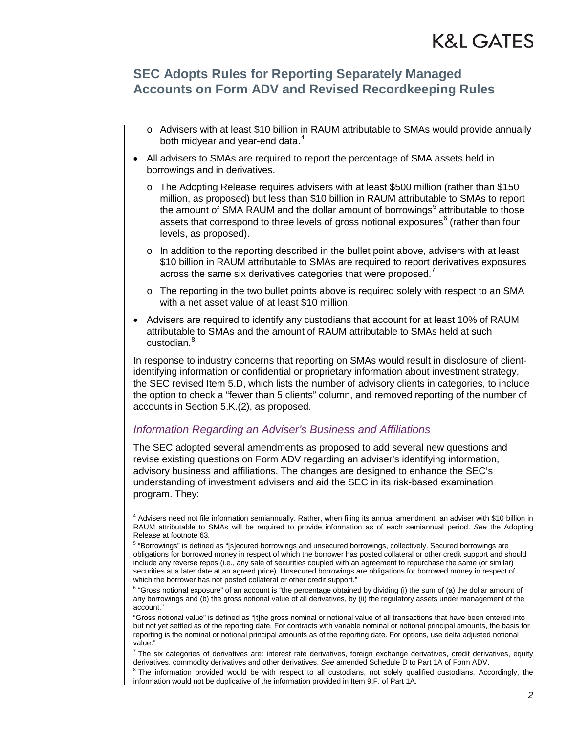- Advisers with at least $10 billion in RAUM attributable to SMAs would provide annually both midyear and year-end data.[4]
- All advisers to SMAs are required to report the percentage of SMA assets held in borrowings and in derivatives.
   - The Adopting Release requires advisers with at least $500 million (rather than $150 million, as proposed) but less than $10 billion in RAUM attributable to SMAs to report the amount of SMA RAUM and the dollar amount of borrowings[5] attributable to those assets that correspond to three levels of gross notional exposures[6] (rather than four levels, as proposed).
   - In addition to the reporting described in the bullet point above, advisers with at least $10 billion in RAUM attributable to SMAs are required to report derivatives exposures across the same six derivatives categories that were proposed.[7]
   - The reporting in the two bullet points above is required solely with respect to an SMA with a net asset value of at least $10 million.
- Advisers are required to identify any custodians that account for at least 10% of RAUM attributable to SMAs and the amount of RAUM attributable to SMAs held at such custodian.[8]

In response to industry concerns that reporting on SMAs would result in disclosure of client-identifying information or confidential or proprietary information about investment strategy, the SEC revised Item 5.D, which lists the number of advisory clients in categories, to include the option to check a "fewer than 5 clients" column, and removed reporting of the number of accounts in Section 5.K.(2), as proposed.

### *Information Regarding an Adviser's Business and Affiliations*

The SEC adopted several amendments as proposed to add several new questions and revise existing questions on Form ADV regarding an adviser's identifying information, advisory business and affiliations. The changes are designed to enhance the SEC's understanding of investment advisers and aid the SEC in its risk-based examination program. They:

---

[4] Advisers need not file information semiannually. Rather, when filing its annual amendment, an adviser with $10 billion in RAUM attributable to SMAs will be required to provide information as of each semiannual period. *See* the Adopting Release at footnote 63.

[5] "Borrowings" is defined as "[s]ecured borrowings and unsecured borrowings, collectively. Secured borrowings are obligations for borrowed money in respect of which the borrower has posted collateral or other credit support and should include any reverse repos (i.e., any sale of securities coupled with an agreement to repurchase the same (or similar) securities at a later date at an agreed price). Unsecured borrowings are obligations for borrowed money in respect of which the borrower has not posted collateral or other credit support."

[6] "Gross notional exposure" of an account is "the percentage obtained by dividing (i) the sum of (a) the dollar amount of any borrowings and (b) the gross notional value of all derivatives, by (ii) the regulatory assets under management of the account."

"Gross notional value" is defined as "[t]he gross nominal or notional value of all transactions that have been entered into but not yet settled as of the reporting date. For contracts with variable nominal or notional principal amounts, the basis for reporting is the nominal or notional principal amounts as of the reporting date. For options, use delta adjusted notional value."

[7] The six categories of derivatives are: interest rate derivatives, foreign exchange derivatives, credit derivatives, equity derivatives, commodity derivatives and other derivatives. *See* amended Schedule D to Part 1A of Form ADV.

[8] The information provided would be with respect to all custodians, not solely qualified custodians. Accordingly, the information would not be duplicative of the information provided in Item 9.F. of Part 1A.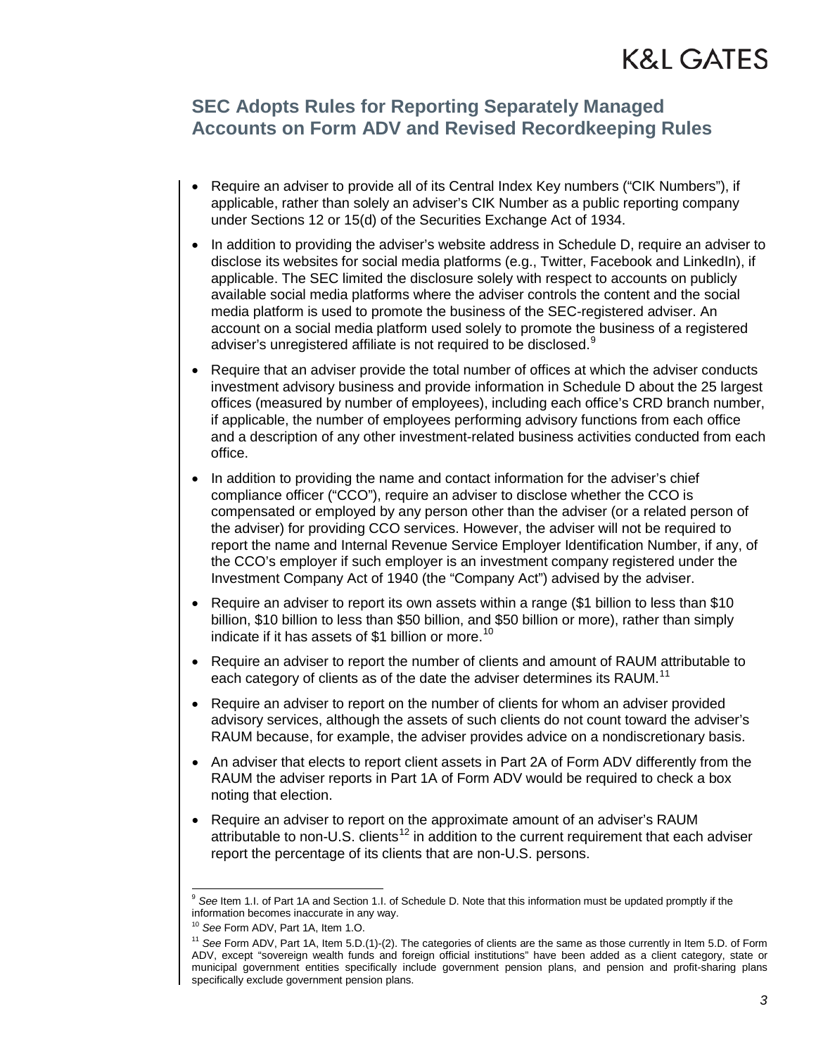- Require an adviser to provide all of its Central Index Key numbers ("CIK Numbers"), if applicable, rather than solely an adviser's CIK Number as a public reporting company under Sections 12 or 15(d) of the Securities Exchange Act of 1934.
- In addition to providing the adviser's website address in Schedule D, require an adviser to disclose its websites for social media platforms (e.g., Twitter, Facebook and LinkedIn), if applicable. The SEC limited the disclosure solely with respect to accounts on publicly available social media platforms where the adviser controls the content and the social media platform is used to promote the business of the SEC-registered adviser. An account on a social media platform used solely to promote the business of a registered adviser's unregistered affiliate is not required to be disclosed.[9]
- Require that an adviser provide the total number of offices at which the adviser conducts investment advisory business and provide information in Schedule D about the 25 largest offices (measured by number of employees), including each office's CRD branch number, if applicable, the number of employees performing advisory functions from each office and a description of any other investment-related business activities conducted from each office.
- In addition to providing the name and contact information for the adviser's chief compliance officer ("CCO"), require an adviser to disclose whether the CCO is compensated or employed by any person other than the adviser (or a related person of the adviser) for providing CCO services. However, the adviser will not be required to report the name and Internal Revenue Service Employer Identification Number, if any, of the CCO's employer if such employer is an investment company registered under the Investment Company Act of 1940 (the "Company Act") advised by the adviser.
- Require an adviser to report its own assets within a range ($1 billion to less than $10 billion, $10 billion to less than $50 billion, and $50 billion or more), rather than simply indicate if it has assets of $1 billion or more.[10]
- Require an adviser to report the number of clients and amount of RAUM attributable to each category of clients as of the date the adviser determines its RAUM.[11]
- Require an adviser to report on the number of clients for whom an adviser provided advisory services, although the assets of such clients do not count toward the adviser's RAUM because, for example, the adviser provides advice on a nondiscretionary basis.
- An adviser that elects to report client assets in Part 2A of Form ADV differently from the RAUM the adviser reports in Part 1A of Form ADV would be required to check a box noting that election.
- Require an adviser to report on the approximate amount of an adviser's RAUM attributable to non-U.S. clients[12] in addition to the current requirement that each adviser report the percentage of its clients that are non-U.S. persons.

---

[9] *See* Item 1.I. of Part 1A and Section 1.I. of Schedule D. Note that this information must be updated promptly if the information becomes inaccurate in any way.

[10] *See* Form ADV, Part 1A, Item 1.O.

[11] *See* Form ADV, Part 1A, Item 5.D.(1)-(2). The categories of clients are the same as those currently in Item 5.D. of Form ADV, except "sovereign wealth funds and foreign official institutions" have been added as a client category, state or municipal government entities specifically include government pension plans, and pension and profit-sharing plans specifically exclude government pension plans.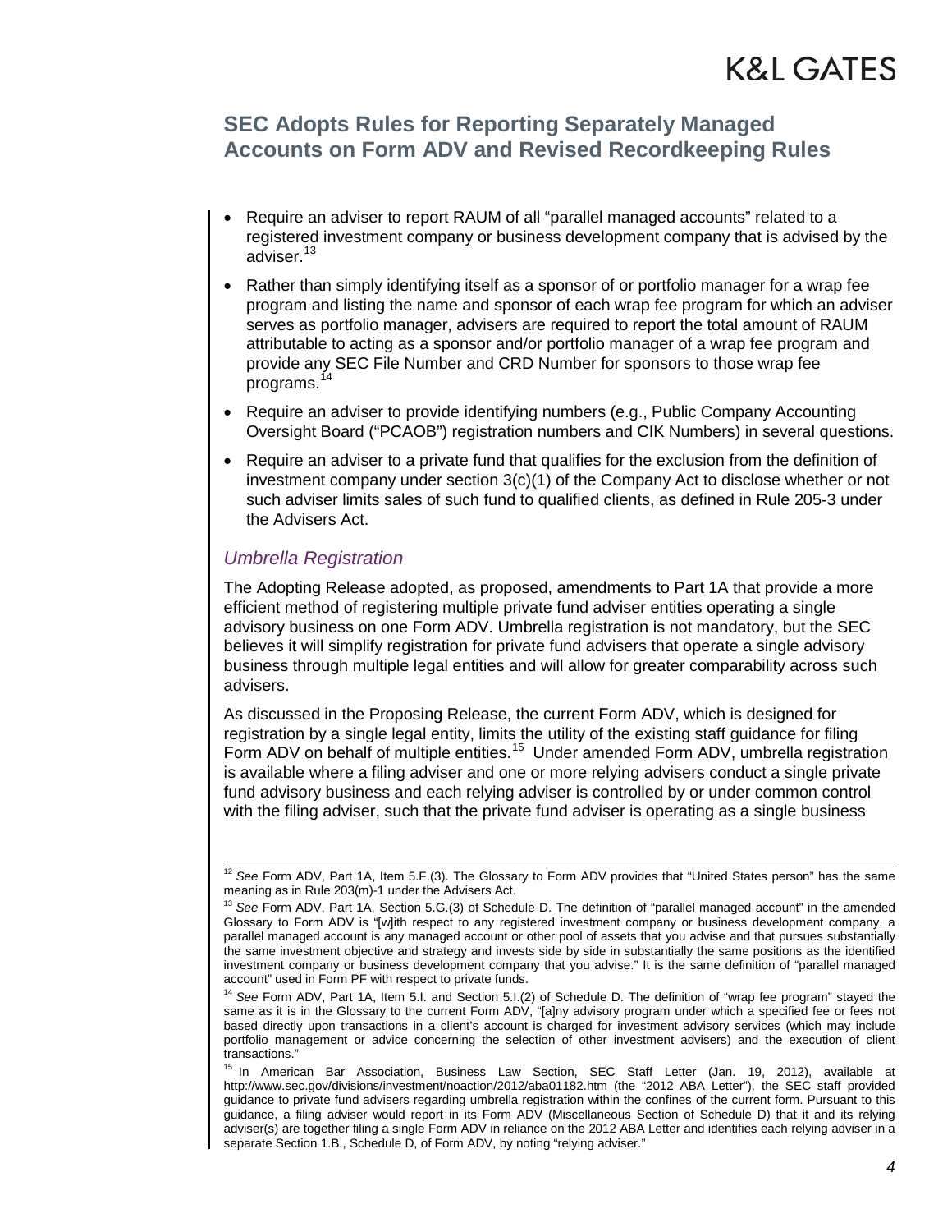- Require an adviser to report RAUM of all "parallel managed accounts" related to a registered investment company or business development company that is advised by the adviser.[13]
- Rather than simply identifying itself as a sponsor of or portfolio manager for a wrap fee program and listing the name and sponsor of each wrap fee program for which an adviser serves as portfolio manager, advisers are required to report the total amount of RAUM attributable to acting as a sponsor and/or portfolio manager of a wrap fee program and provide any SEC File Number and CRD Number for sponsors to those wrap fee programs.[14]
- Require an adviser to provide identifying numbers (e.g., Public Company Accounting Oversight Board ("PCAOB") registration numbers and CIK Numbers) in several questions.
- Require an adviser to a private fund that qualifies for the exclusion from the definition of investment company under section 3(c)(1) of the Company Act to disclose whether or not such adviser limits sales of such fund to qualified clients, as defined in Rule 205-3 under the Advisers Act.

### *Umbrella Registration*

The Adopting Release adopted, as proposed, amendments to Part 1A that provide a more efficient method of registering multiple private fund adviser entities operating a single advisory business on one Form ADV. Umbrella registration is not mandatory, but the SEC believes it will simplify registration for private fund advisers that operate a single advisory business through multiple legal entities and will allow for greater comparability across such advisers.

As discussed in the Proposing Release, the current Form ADV, which is designed for registration by a single legal entity, limits the utility of the existing staff guidance for filing Form ADV on behalf of multiple entities.[15] Under amended Form ADV, umbrella registration is available where a filing adviser and one or more relying advisers conduct a single private fund advisory business and each relying adviser is controlled by or under common control with the filing adviser, such that the private fund adviser is operating as a single business

---

[12] *See* Form ADV, Part 1A, Item 5.F.(3). The Glossary to Form ADV provides that "United States person" has the same meaning as in Rule 203(m)-1 under the Advisers Act.

[13] *See* Form ADV, Part 1A, Section 5.G.(3) of Schedule D. The definition of "parallel managed account" in the amended Glossary to Form ADV is "[w]ith respect to any registered investment company or business development company, a parallel managed account is any managed account or other pool of assets that you advise and that pursues substantially the same investment objective and strategy and invests side by side in substantially the same positions as the identified investment company or business development company that you advise." It is the same definition of "parallel managed account" used in Form PF with respect to private funds.

[14] *See* Form ADV, Part 1A, Item 5.I. and Section 5.I.(2) of Schedule D. The definition of "wrap fee program" stayed the same as it is in the Glossary to the current Form ADV, "[a]ny advisory program under which a specified fee or fees not based directly upon transactions in a client's account is charged for investment advisory services (which may include portfolio management or advice concerning the selection of other investment advisers) and the execution of client transactions."

[15] In American Bar Association, Business Law Section, SEC Staff Letter (Jan. 19, 2012), available at http://www.sec.gov/divisions/investment/noaction/2012/aba01182.htm (the "2012 ABA Letter"), the SEC staff provided guidance to private fund advisers regarding umbrella registration within the confines of the current form. Pursuant to this guidance, a filing adviser would report in its Form ADV (Miscellaneous Section of Schedule D) that it and its relying adviser(s) are together filing a single Form ADV in reliance on the 2012 ABA Letter and identifies each relying adviser in a separate Section 1.B., Schedule D, of Form ADV, by noting "relying adviser."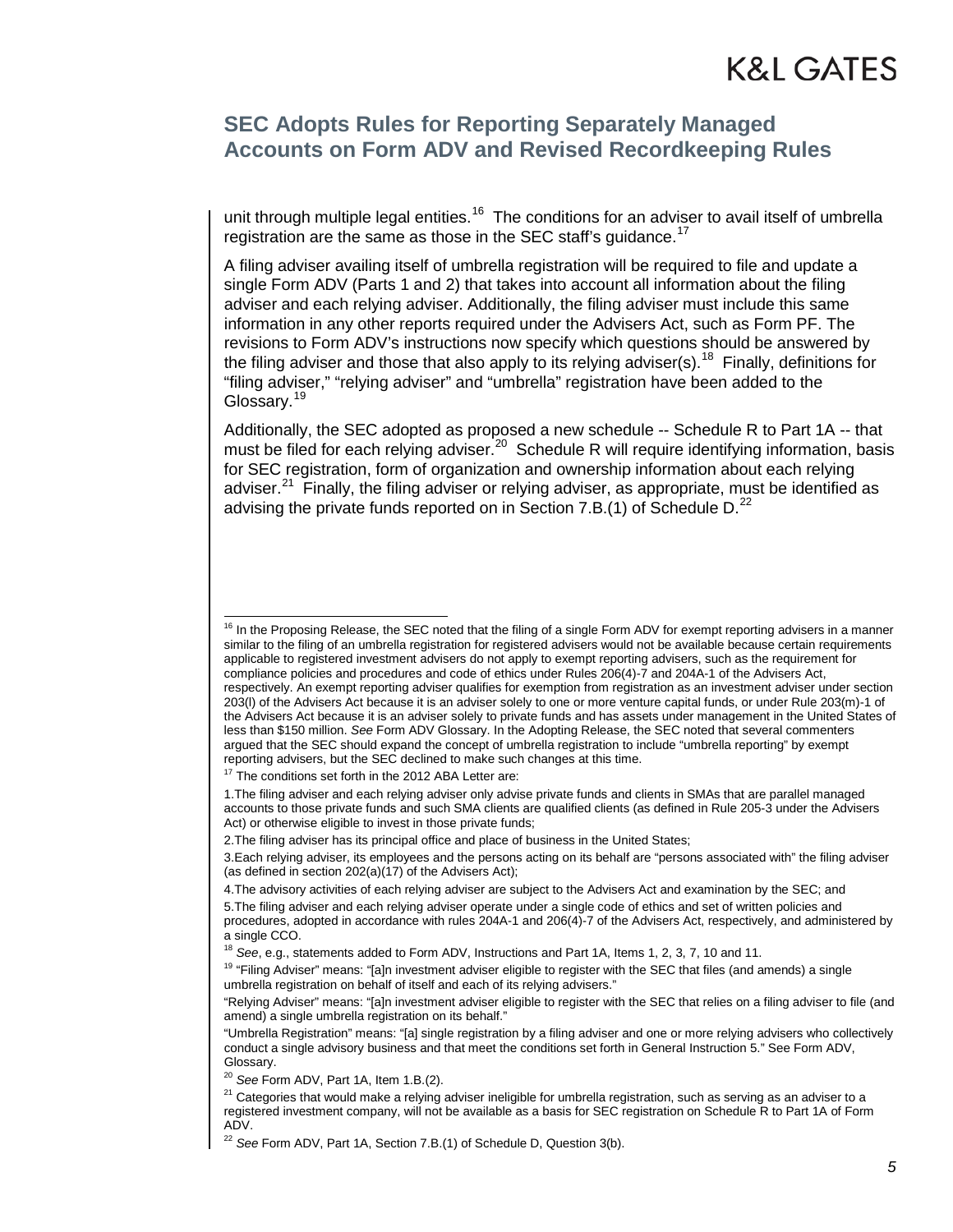unit through multiple legal entities.[16] The conditions for an adviser to avail itself of umbrella registration are the same as those in the SEC staff's guidance.[17]

A filing adviser availing itself of umbrella registration will be required to file and update a single Form ADV (Parts 1 and 2) that takes into account all information about the filing adviser and each relying adviser. Additionally, the filing adviser must include this same information in any other reports required under the Advisers Act, such as Form PF. The revisions to Form ADV's instructions now specify which questions should be answered by the filing adviser and those that also apply to its relying adviser(s).[18] Finally, definitions for "filing adviser," "relying adviser" and "umbrella" registration have been added to the Glossary.[19]

Additionally, the SEC adopted as proposed a new schedule -- Schedule R to Part 1A -- that must be filed for each relying adviser.[20] Schedule R will require identifying information, basis for SEC registration, form of organization and ownership information about each relying adviser.[21] Finally, the filing adviser or relying adviser, as appropriate, must be identified as advising the private funds reported on in Section 7.B.(1) of Schedule D.[22]

---

[16] In the Proposing Release, the SEC noted that the filing of a single Form ADV for exempt reporting advisers in a manner similar to the filing of an umbrella registration for registered advisers would not be available because certain requirements applicable to registered investment advisers do not apply to exempt reporting advisers, such as the requirement for compliance policies and procedures and code of ethics under Rules 206(4)-7 and 204A-1 of the Advisers Act, respectively. An exempt reporting adviser qualifies for exemption from registration as an investment adviser under section 203(l) of the Advisers Act because it is an adviser solely to one or more venture capital funds, or under Rule 203(m)-1 of the Advisers Act because it is an adviser solely to private funds and has assets under management in the United States of less than $150 million. *See* Form ADV Glossary. In the Adopting Release, the SEC noted that several commenters argued that the SEC should expand the concept of umbrella registration to include "umbrella reporting" by exempt reporting advisers, but the SEC declined to make such changes at this time.

[17] The conditions set forth in the 2012 ABA Letter are:

1. The filing adviser and each relying adviser only advise private funds and clients in SMAs that are parallel managed accounts to those private funds and such SMA clients are qualified clients (as defined in Rule 205-3 under the Advisers Act) or otherwise eligible to invest in those private funds;
2. The filing adviser has its principal office and place of business in the United States;
3. Each relying adviser, its employees and the persons acting on its behalf are "persons associated with" the filing adviser (as defined in section 202(a)(17) of the Advisers Act);
4. The advisory activities of each relying adviser are subject to the Advisers Act and examination by the SEC; and
5. The filing adviser and each relying adviser operate under a single code of ethics and set of written policies and procedures, adopted in accordance with rules 204A-1 and 206(4)-7 of the Advisers Act, respectively, and administered by a single CCO.

[18] *See*, e.g., statements added to Form ADV, Instructions and Part 1A, Items 1, 2, 3, 7, 10 and 11.

[19] "Filing Adviser" means: "[a]n investment adviser eligible to register with the SEC that files (and amends) a single umbrella registration on behalf of itself and each of its relying advisers."

"Relying Adviser" means: "[a]n investment adviser eligible to register with the SEC that relies on a filing adviser to file (and amend) a single umbrella registration on its behalf."

"Umbrella Registration" means: "[a] single registration by a filing adviser and one or more relying advisers who collectively conduct a single advisory business and that meet the conditions set forth in General Instruction 5." See Form ADV, Glossary.

[20] *See* Form ADV, Part 1A, Item 1.B.(2).

[21] Categories that would make a relying adviser ineligible for umbrella registration, such as serving as an adviser to a registered investment company, will not be available as a basis for SEC registration on Schedule R to Part 1A of Form ADV.

[22] *See* Form ADV, Part 1A, Section 7.B.(1) of Schedule D, Question 3(b).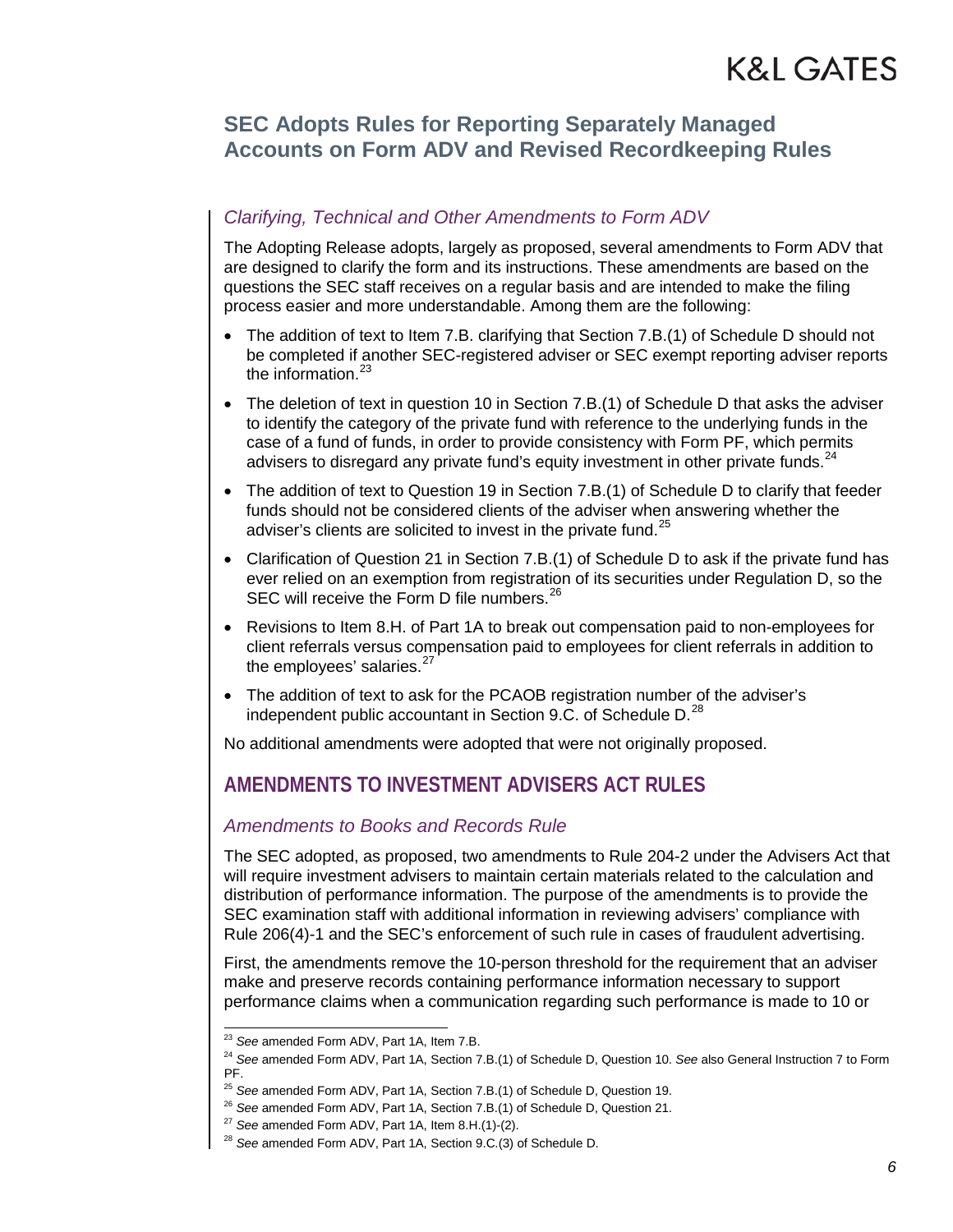### *Clarifying, Technical and Other Amendments to Form ADV*

The Adopting Release adopts, largely as proposed, several amendments to Form ADV that are designed to clarify the form and its instructions. These amendments are based on the questions the SEC staff receives on a regular basis and are intended to make the filing process easier and more understandable. Among them are the following:

- The addition of text to Item 7.B. clarifying that Section 7.B.(1) of Schedule D should not be completed if another SEC-registered adviser or SEC exempt reporting adviser reports the information.[23]
- The deletion of text in question 10 in Section 7.B.(1) of Schedule D that asks the adviser to identify the category of the private fund with reference to the underlying funds in the case of a fund of funds, in order to provide consistency with Form PF, which permits advisers to disregard any private fund's equity investment in other private funds.[24]
- The addition of text to Question 19 in Section 7.B.(1) of Schedule D to clarify that feeder funds should not be considered clients of the adviser when answering whether the adviser's clients are solicited to invest in the private fund.[25]
- Clarification of Question 21 in Section 7.B.(1) of Schedule D to ask if the private fund has ever relied on an exemption from registration of its securities under Regulation D, so the SEC will receive the Form D file numbers.[26]
- Revisions to Item 8.H. of Part 1A to break out compensation paid to non-employees for client referrals versus compensation paid to employees for client referrals in addition to the employees' salaries.[27]
- The addition of text to ask for the PCAOB registration number of the adviser's independent public accountant in Section 9.C. of Schedule D.[28]

No additional amendments were adopted that were not originally proposed.

## AMENDMENTS TO INVESTMENT ADVISERS ACT RULES

### *Amendments to Books and Records Rule*

The SEC adopted, as proposed, two amendments to Rule 204-2 under the Advisers Act that will require investment advisers to maintain certain materials related to the calculation and distribution of performance information. The purpose of the amendments is to provide the SEC examination staff with additional information in reviewing advisers' compliance with Rule 206(4)-1 and the SEC's enforcement of such rule in cases of fraudulent advertising.

First, the amendments remove the 10-person threshold for the requirement that an adviser make and preserve records containing performance information necessary to support performance claims when a communication regarding such performance is made to 10 or

---

[23] *See* amended Form ADV, Part 1A, Item 7.B.

[24] *See* amended Form ADV, Part 1A, Section 7.B.(1) of Schedule D, Question 10. *See* also General Instruction 7 to Form PF.

[25] *See* amended Form ADV, Part 1A, Section 7.B.(1) of Schedule D, Question 19.

[26] *See* amended Form ADV, Part 1A, Section 7.B.(1) of Schedule D, Question 21.

[27] *See* amended Form ADV, Part 1A, Item 8.H.(1)-(2).

[28] *See* amended Form ADV, Part 1A, Section 9.C.(3) of Schedule D.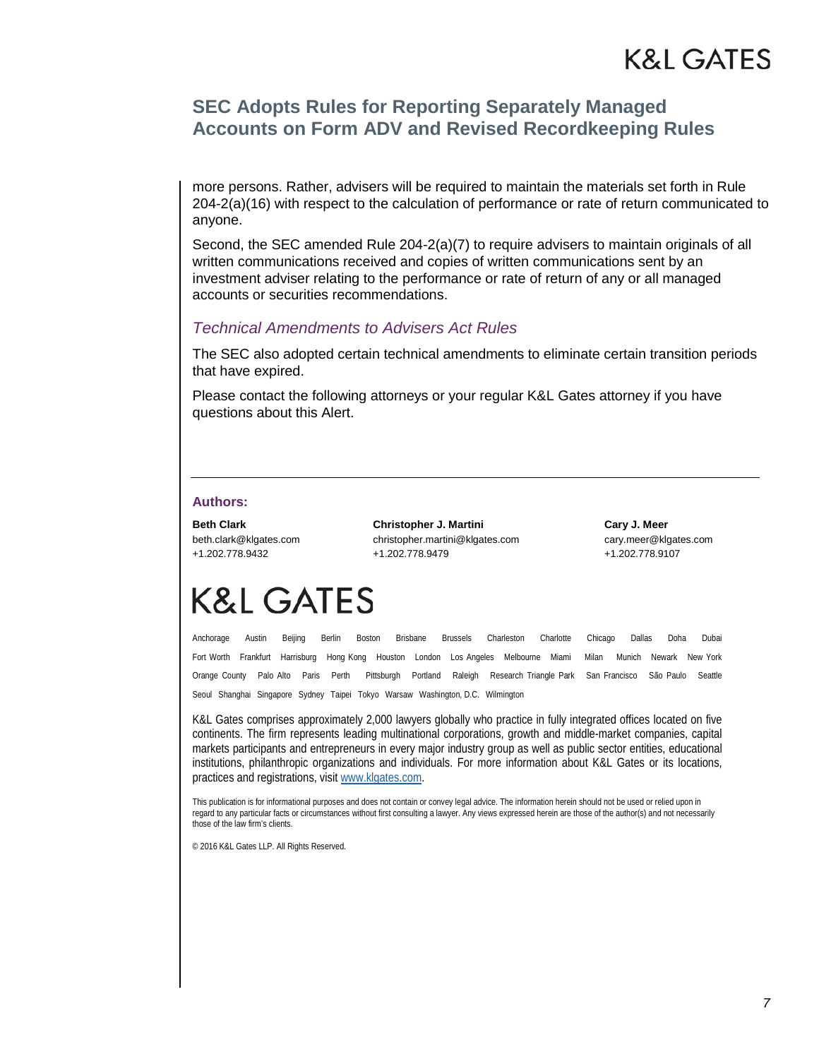more persons. Rather, advisers will be required to maintain the materials set forth in Rule 204-2(a)(16) with respect to the calculation of performance or rate of return communicated to anyone.

Second, the SEC amended Rule 204-2(a)(7) to require advisers to maintain originals of all written communications received and copies of written communications sent by an investment adviser relating to the performance or rate of return of any or all managed accounts or securities recommendations.

### *Technical Amendments to Advisers Act Rules*

The SEC also adopted certain technical amendments to eliminate certain transition periods that have expired.

Please contact the following attorneys or your regular K&L Gates attorney if you have questions about this Alert.

---

**Authors:**

**Beth Clark**
beth.clark@klgates.com
+1.202.778.9432

**Christopher J. Martini**
christopher.martini@klgates.com
+1.202.778.9479

**Cary J. Meer**
cary.meer@klgates.com
+1.202.778.9107

K&L GATES

Anchorage Austin Beijing Berlin Boston Brisbane Brussels Charleston Charlotte Chicago Dallas Doha Dubai Fort Worth Frankfurt Harrisburg Hong Kong Houston London Los Angeles Melbourne Miami Milan Munich Newark New York Orange County Palo Alto Paris Perth Pittsburgh Portland Raleigh Research Triangle Park San Francisco São Paulo Seattle Seoul Shanghai Singapore Sydney Taipei Tokyo Warsaw Washington, D.C. Wilmington

K&L Gates comprises approximately 2,000 lawyers globally who practice in fully integrated offices located on five continents. The firm represents leading multinational corporations, growth and middle-market companies, capital markets participants and entrepreneurs in every major industry group as well as public sector entities, educational institutions, philanthropic organizations and individuals. For more information about K&L Gates or its locations, practices and registrations, visit www.klgates.com.

This publication is for informational purposes and does not contain or convey legal advice. The information herein should not be used or relied upon in regard to any particular facts or circumstances without first consulting a lawyer. Any views expressed herein are those of the author(s) and not necessarily those of the law firm's clients.

© 2016 K&L Gates LLP. All Rights Reserved.